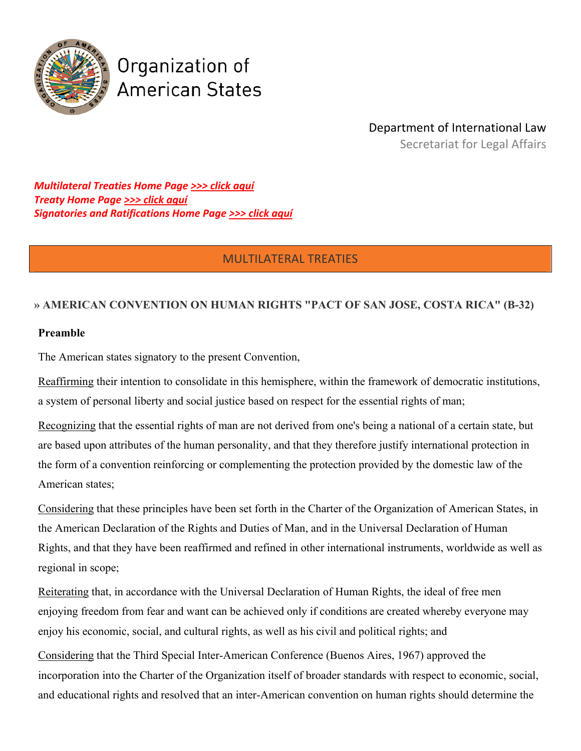Organization of American States

Department of International Law
Secretariat for Legal Affairs

***Multilateral Treaties Home Page [>>> click aquí]***
***Treaty Home Page [>>> click aquí]***
***Signatories and Ratifications Home Page [>>> click aquí]***

MULTILATERAL TREATIES

## » AMERICAN CONVENTION ON HUMAN RIGHTS "PACT OF SAN JOSE, COSTA RICA" (B-32)

### Preamble

The American states signatory to the present Convention,

Reaffirming their intention to consolidate in this hemisphere, within the framework of democratic institutions, a system of personal liberty and social justice based on respect for the essential rights of man;

Recognizing that the essential rights of man are not derived from one's being a national of a certain state, but are based upon attributes of the human personality, and that they therefore justify international protection in the form of a convention reinforcing or complementing the protection provided by the domestic law of the American states;

Considering that these principles have been set forth in the Charter of the Organization of American States, in the American Declaration of the Rights and Duties of Man, and in the Universal Declaration of Human Rights, and that they have been reaffirmed and refined in other international instruments, worldwide as well as regional in scope;

Reiterating that, in accordance with the Universal Declaration of Human Rights, the ideal of free men enjoying freedom from fear and want can be achieved only if conditions are created whereby everyone may enjoy his economic, social, and cultural rights, as well as his civil and political rights; and

Considering that the Third Special Inter-American Conference (Buenos Aires, 1967) approved the incorporation into the Charter of the Organization itself of broader standards with respect to economic, social, and educational rights and resolved that an inter-American convention on human rights should determine the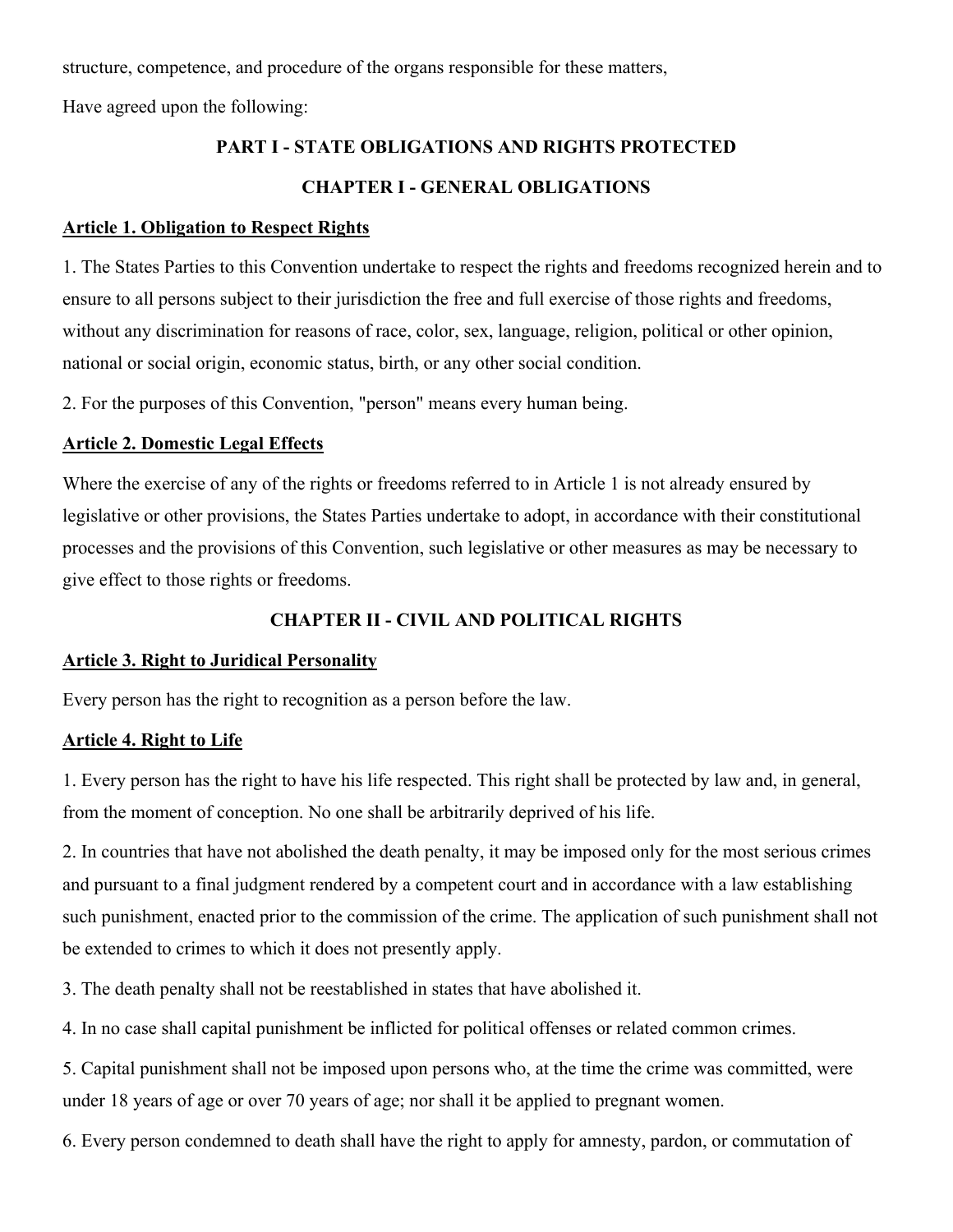structure, competence, and procedure of the organs responsible for these matters,

Have agreed upon the following:

## PART I - STATE OBLIGATIONS AND RIGHTS PROTECTED

### CHAPTER I - GENERAL OBLIGATIONS

**Article 1. Obligation to Respect Rights**

1. The States Parties to this Convention undertake to respect the rights and freedoms recognized herein and to ensure to all persons subject to their jurisdiction the free and full exercise of those rights and freedoms, without any discrimination for reasons of race, color, sex, language, religion, political or other opinion, national or social origin, economic status, birth, or any other social condition.

2. For the purposes of this Convention, "person" means every human being.

**Article 2. Domestic Legal Effects**

Where the exercise of any of the rights or freedoms referred to in Article 1 is not already ensured by legislative or other provisions, the States Parties undertake to adopt, in accordance with their constitutional processes and the provisions of this Convention, such legislative or other measures as may be necessary to give effect to those rights or freedoms.

### CHAPTER II - CIVIL AND POLITICAL RIGHTS

**Article 3. Right to Juridical Personality**

Every person has the right to recognition as a person before the law.

**Article 4. Right to Life**

1. Every person has the right to have his life respected. This right shall be protected by law and, in general, from the moment of conception. No one shall be arbitrarily deprived of his life.

2. In countries that have not abolished the death penalty, it may be imposed only for the most serious crimes and pursuant to a final judgment rendered by a competent court and in accordance with a law establishing such punishment, enacted prior to the commission of the crime. The application of such punishment shall not be extended to crimes to which it does not presently apply.

3. The death penalty shall not be reestablished in states that have abolished it.

4. In no case shall capital punishment be inflicted for political offenses or related common crimes.

5. Capital punishment shall not be imposed upon persons who, at the time the crime was committed, were under 18 years of age or over 70 years of age; nor shall it be applied to pregnant women.

6. Every person condemned to death shall have the right to apply for amnesty, pardon, or commutation of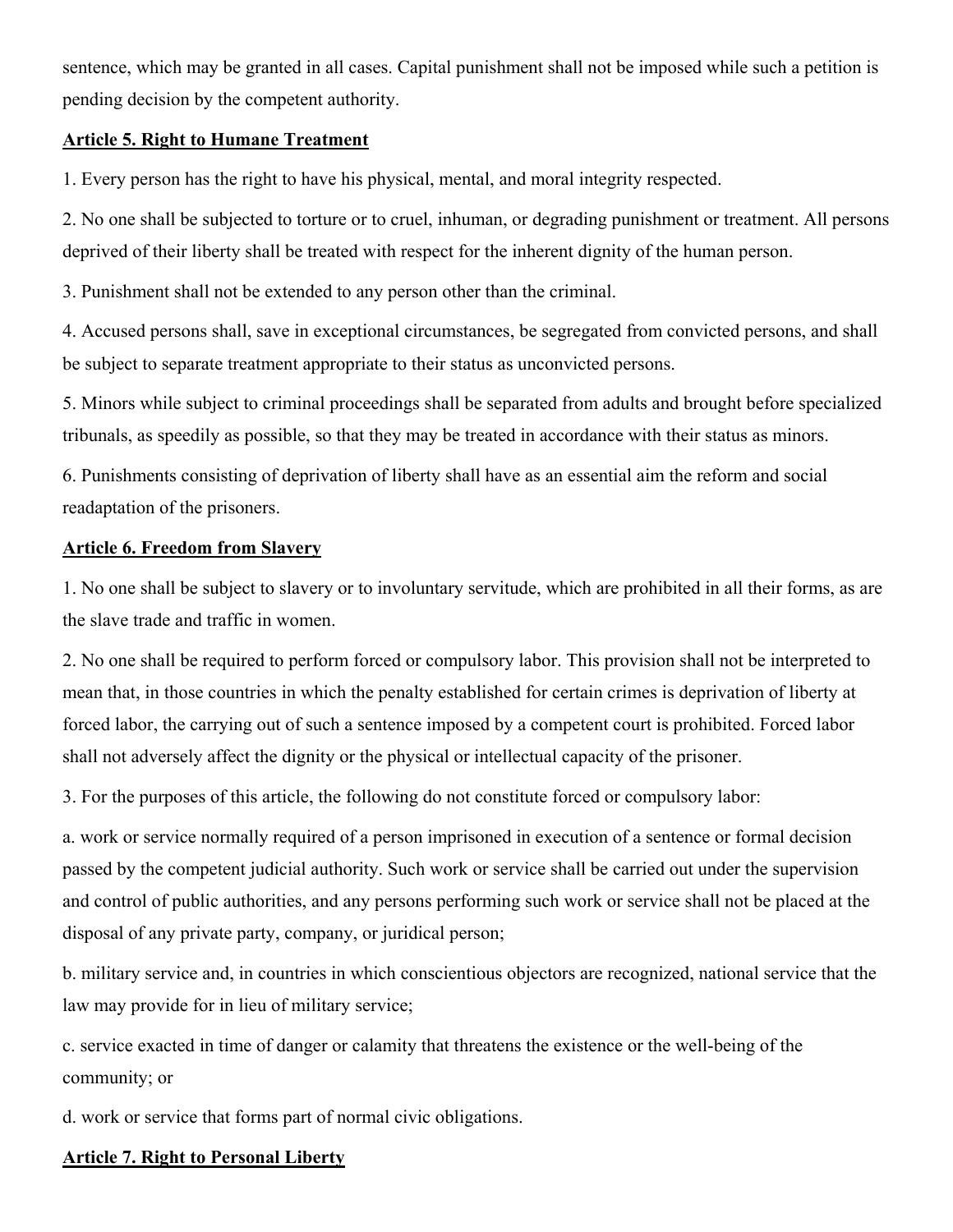sentence, which may be granted in all cases. Capital punishment shall not be imposed while such a petition is pending decision by the competent authority.

**Article 5. Right to Humane Treatment**

1. Every person has the right to have his physical, mental, and moral integrity respected.

2. No one shall be subjected to torture or to cruel, inhuman, or degrading punishment or treatment. All persons deprived of their liberty shall be treated with respect for the inherent dignity of the human person.

3. Punishment shall not be extended to any person other than the criminal.

4. Accused persons shall, save in exceptional circumstances, be segregated from convicted persons, and shall be subject to separate treatment appropriate to their status as unconvicted persons.

5. Minors while subject to criminal proceedings shall be separated from adults and brought before specialized tribunals, as speedily as possible, so that they may be treated in accordance with their status as minors.

6. Punishments consisting of deprivation of liberty shall have as an essential aim the reform and social readaptation of the prisoners.

**Article 6. Freedom from Slavery**

1. No one shall be subject to slavery or to involuntary servitude, which are prohibited in all their forms, as are the slave trade and traffic in women.

2. No one shall be required to perform forced or compulsory labor. This provision shall not be interpreted to mean that, in those countries in which the penalty established for certain crimes is deprivation of liberty at forced labor, the carrying out of such a sentence imposed by a competent court is prohibited. Forced labor shall not adversely affect the dignity or the physical or intellectual capacity of the prisoner.

3. For the purposes of this article, the following do not constitute forced or compulsory labor:

a. work or service normally required of a person imprisoned in execution of a sentence or formal decision passed by the competent judicial authority. Such work or service shall be carried out under the supervision and control of public authorities, and any persons performing such work or service shall not be placed at the disposal of any private party, company, or juridical person;

b. military service and, in countries in which conscientious objectors are recognized, national service that the law may provide for in lieu of military service;

c. service exacted in time of danger or calamity that threatens the existence or the well-being of the community; or

d. work or service that forms part of normal civic obligations.

**Article 7. Right to Personal Liberty**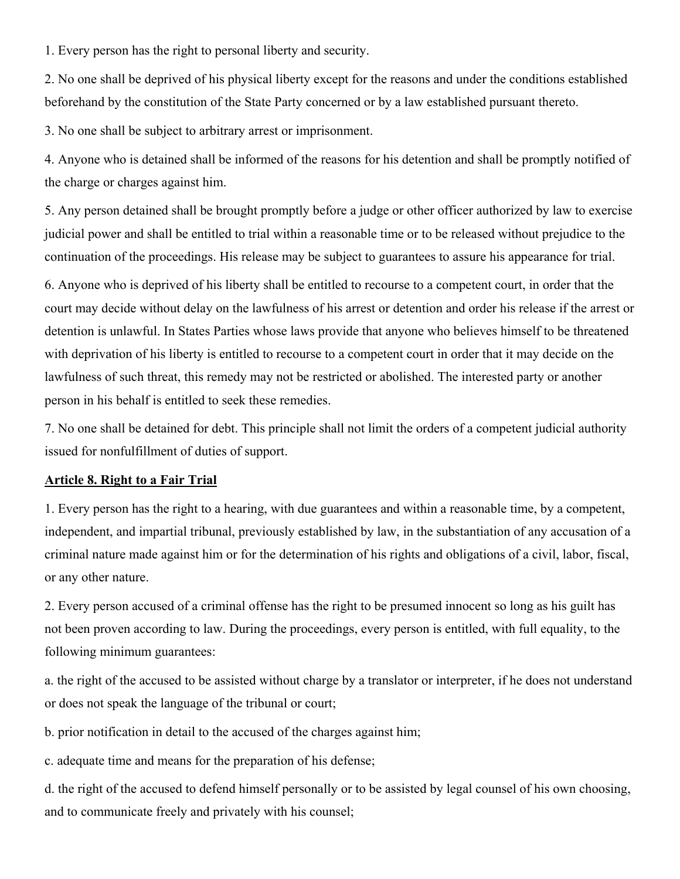1. Every person has the right to personal liberty and security.

2. No one shall be deprived of his physical liberty except for the reasons and under the conditions established beforehand by the constitution of the State Party concerned or by a law established pursuant thereto.

3. No one shall be subject to arbitrary arrest or imprisonment.

4. Anyone who is detained shall be informed of the reasons for his detention and shall be promptly notified of the charge or charges against him.

5. Any person detained shall be brought promptly before a judge or other officer authorized by law to exercise judicial power and shall be entitled to trial within a reasonable time or to be released without prejudice to the continuation of the proceedings. His release may be subject to guarantees to assure his appearance for trial.

6. Anyone who is deprived of his liberty shall be entitled to recourse to a competent court, in order that the court may decide without delay on the lawfulness of his arrest or detention and order his release if the arrest or detention is unlawful. In States Parties whose laws provide that anyone who believes himself to be threatened with deprivation of his liberty is entitled to recourse to a competent court in order that it may decide on the lawfulness of such threat, this remedy may not be restricted or abolished. The interested party or another person in his behalf is entitled to seek these remedies.

7. No one shall be detained for debt. This principle shall not limit the orders of a competent judicial authority issued for nonfulfillment of duties of support.

## Article 8. Right to a Fair Trial

1. Every person has the right to a hearing, with due guarantees and within a reasonable time, by a competent, independent, and impartial tribunal, previously established by law, in the substantiation of any accusation of a criminal nature made against him or for the determination of his rights and obligations of a civil, labor, fiscal, or any other nature.

2. Every person accused of a criminal offense has the right to be presumed innocent so long as his guilt has not been proven according to law. During the proceedings, every person is entitled, with full equality, to the following minimum guarantees:

a. the right of the accused to be assisted without charge by a translator or interpreter, if he does not understand or does not speak the language of the tribunal or court;

b. prior notification in detail to the accused of the charges against him;

c. adequate time and means for the preparation of his defense;

d. the right of the accused to defend himself personally or to be assisted by legal counsel of his own choosing, and to communicate freely and privately with his counsel;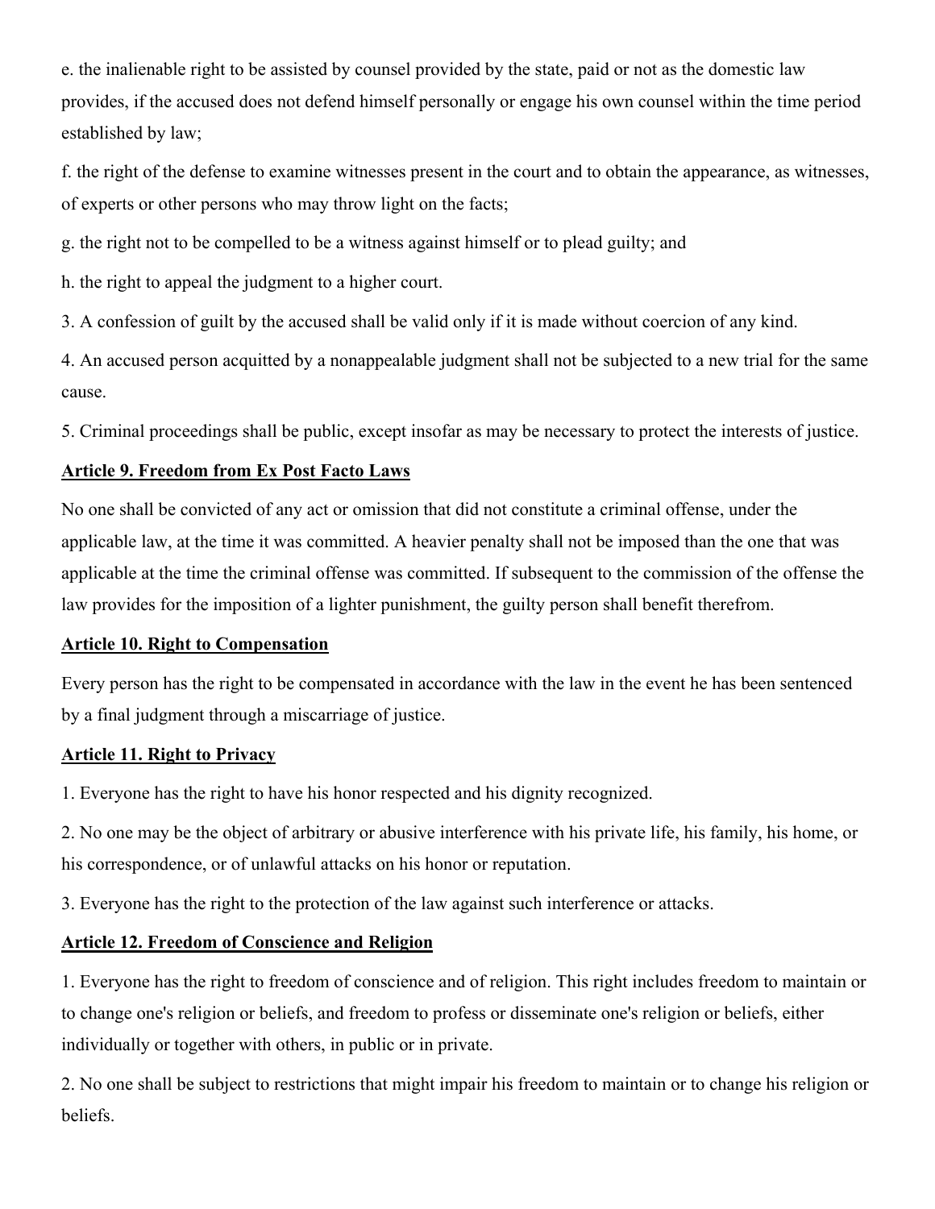e. the inalienable right to be assisted by counsel provided by the state, paid or not as the domestic law provides, if the accused does not defend himself personally or engage his own counsel within the time period established by law;

f. the right of the defense to examine witnesses present in the court and to obtain the appearance, as witnesses, of experts or other persons who may throw light on the facts;

g. the right not to be compelled to be a witness against himself or to plead guilty; and

h. the right to appeal the judgment to a higher court.

3. A confession of guilt by the accused shall be valid only if it is made without coercion of any kind.

4. An accused person acquitted by a nonappealable judgment shall not be subjected to a new trial for the same cause.

5. Criminal proceedings shall be public, except insofar as may be necessary to protect the interests of justice.

**Article 9. Freedom from Ex Post Facto Laws**

No one shall be convicted of any act or omission that did not constitute a criminal offense, under the applicable law, at the time it was committed. A heavier penalty shall not be imposed than the one that was applicable at the time the criminal offense was committed. If subsequent to the commission of the offense the law provides for the imposition of a lighter punishment, the guilty person shall benefit therefrom.

**Article 10. Right to Compensation**

Every person has the right to be compensated in accordance with the law in the event he has been sentenced by a final judgment through a miscarriage of justice.

**Article 11. Right to Privacy**

1. Everyone has the right to have his honor respected and his dignity recognized.

2. No one may be the object of arbitrary or abusive interference with his private life, his family, his home, or his correspondence, or of unlawful attacks on his honor or reputation.

3. Everyone has the right to the protection of the law against such interference or attacks.

**Article 12. Freedom of Conscience and Religion**

1. Everyone has the right to freedom of conscience and of religion. This right includes freedom to maintain or to change one's religion or beliefs, and freedom to profess or disseminate one's religion or beliefs, either individually or together with others, in public or in private.

2. No one shall be subject to restrictions that might impair his freedom to maintain or to change his religion or beliefs.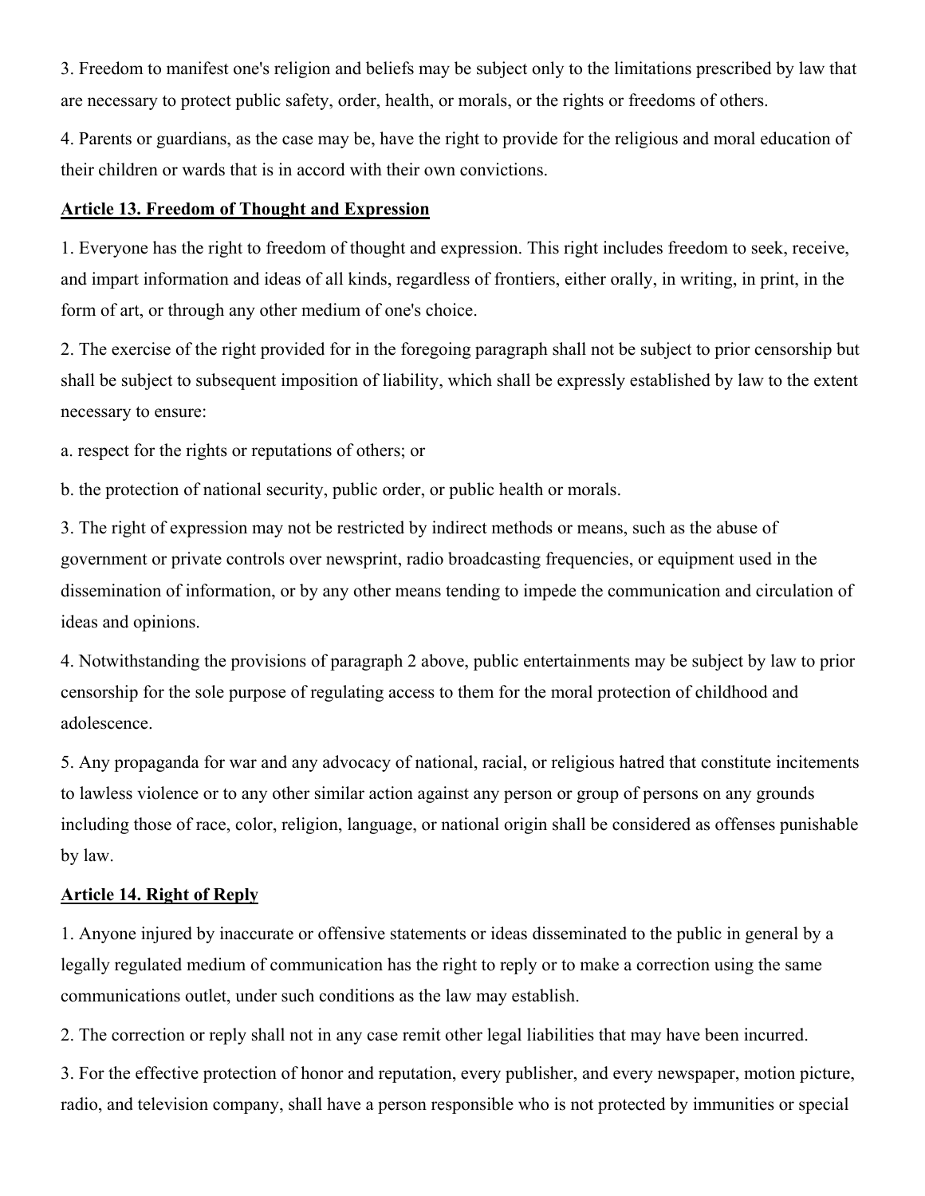3. Freedom to manifest one's religion and beliefs may be subject only to the limitations prescribed by law that are necessary to protect public safety, order, health, or morals, or the rights or freedoms of others.

4. Parents or guardians, as the case may be, have the right to provide for the religious and moral education of their children or wards that is in accord with their own convictions.

## Article 13. Freedom of Thought and Expression

1. Everyone has the right to freedom of thought and expression. This right includes freedom to seek, receive, and impart information and ideas of all kinds, regardless of frontiers, either orally, in writing, in print, in the form of art, or through any other medium of one's choice.

2. The exercise of the right provided for in the foregoing paragraph shall not be subject to prior censorship but shall be subject to subsequent imposition of liability, which shall be expressly established by law to the extent necessary to ensure:

a. respect for the rights or reputations of others; or

b. the protection of national security, public order, or public health or morals.

3. The right of expression may not be restricted by indirect methods or means, such as the abuse of government or private controls over newsprint, radio broadcasting frequencies, or equipment used in the dissemination of information, or by any other means tending to impede the communication and circulation of ideas and opinions.

4. Notwithstanding the provisions of paragraph 2 above, public entertainments may be subject by law to prior censorship for the sole purpose of regulating access to them for the moral protection of childhood and adolescence.

5. Any propaganda for war and any advocacy of national, racial, or religious hatred that constitute incitements to lawless violence or to any other similar action against any person or group of persons on any grounds including those of race, color, religion, language, or national origin shall be considered as offenses punishable by law.

## Article 14. Right of Reply

1. Anyone injured by inaccurate or offensive statements or ideas disseminated to the public in general by a legally regulated medium of communication has the right to reply or to make a correction using the same communications outlet, under such conditions as the law may establish.

2. The correction or reply shall not in any case remit other legal liabilities that may have been incurred.

3. For the effective protection of honor and reputation, every publisher, and every newspaper, motion picture, radio, and television company, shall have a person responsible who is not protected by immunities or special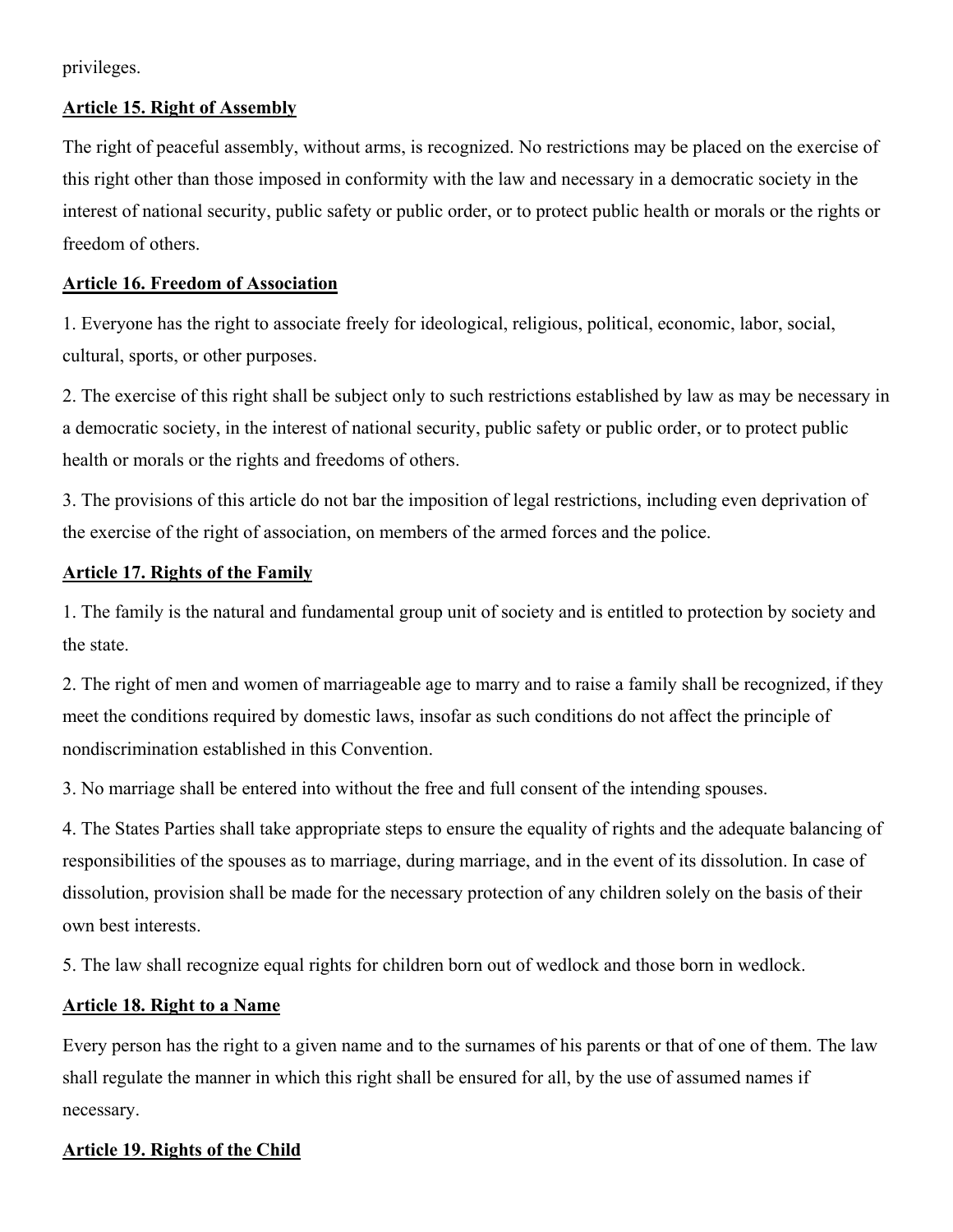privileges.

**Article 15. Right of Assembly**

The right of peaceful assembly, without arms, is recognized. No restrictions may be placed on the exercise of this right other than those imposed in conformity with the law and necessary in a democratic society in the interest of national security, public safety or public order, or to protect public health or morals or the rights or freedom of others.

**Article 16. Freedom of Association**

1. Everyone has the right to associate freely for ideological, religious, political, economic, labor, social, cultural, sports, or other purposes.

2. The exercise of this right shall be subject only to such restrictions established by law as may be necessary in a democratic society, in the interest of national security, public safety or public order, or to protect public health or morals or the rights and freedoms of others.

3. The provisions of this article do not bar the imposition of legal restrictions, including even deprivation of the exercise of the right of association, on members of the armed forces and the police.

**Article 17. Rights of the Family**

1. The family is the natural and fundamental group unit of society and is entitled to protection by society and the state.

2. The right of men and women of marriageable age to marry and to raise a family shall be recognized, if they meet the conditions required by domestic laws, insofar as such conditions do not affect the principle of nondiscrimination established in this Convention.

3. No marriage shall be entered into without the free and full consent of the intending spouses.

4. The States Parties shall take appropriate steps to ensure the equality of rights and the adequate balancing of responsibilities of the spouses as to marriage, during marriage, and in the event of its dissolution. In case of dissolution, provision shall be made for the necessary protection of any children solely on the basis of their own best interests.

5. The law shall recognize equal rights for children born out of wedlock and those born in wedlock.

**Article 18. Right to a Name**

Every person has the right to a given name and to the surnames of his parents or that of one of them. The law shall regulate the manner in which this right shall be ensured for all, by the use of assumed names if necessary.

**Article 19. Rights of the Child**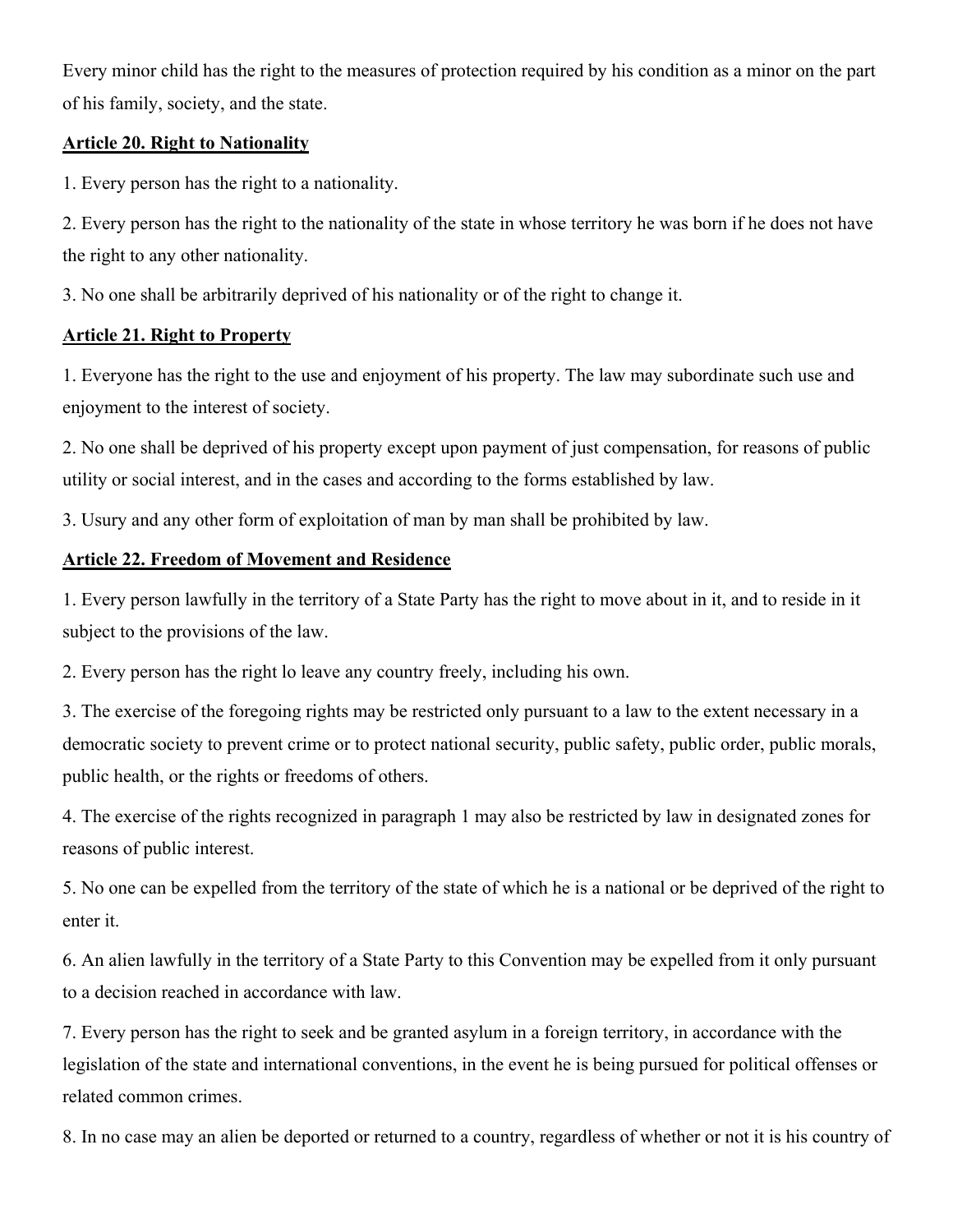Every minor child has the right to the measures of protection required by his condition as a minor on the part of his family, society, and the state.

**Article 20. Right to Nationality**

1. Every person has the right to a nationality.

2. Every person has the right to the nationality of the state in whose territory he was born if he does not have the right to any other nationality.

3. No one shall be arbitrarily deprived of his nationality or of the right to change it.

**Article 21. Right to Property**

1. Everyone has the right to the use and enjoyment of his property. The law may subordinate such use and enjoyment to the interest of society.

2. No one shall be deprived of his property except upon payment of just compensation, for reasons of public utility or social interest, and in the cases and according to the forms established by law.

3. Usury and any other form of exploitation of man by man shall be prohibited by law.

**Article 22. Freedom of Movement and Residence**

1. Every person lawfully in the territory of a State Party has the right to move about in it, and to reside in it subject to the provisions of the law.

2. Every person has the right lo leave any country freely, including his own.

3. The exercise of the foregoing rights may be restricted only pursuant to a law to the extent necessary in a democratic society to prevent crime or to protect national security, public safety, public order, public morals, public health, or the rights or freedoms of others.

4. The exercise of the rights recognized in paragraph 1 may also be restricted by law in designated zones for reasons of public interest.

5. No one can be expelled from the territory of the state of which he is a national or be deprived of the right to enter it.

6. An alien lawfully in the territory of a State Party to this Convention may be expelled from it only pursuant to a decision reached in accordance with law.

7. Every person has the right to seek and be granted asylum in a foreign territory, in accordance with the legislation of the state and international conventions, in the event he is being pursued for political offenses or related common crimes.

8. In no case may an alien be deported or returned to a country, regardless of whether or not it is his country of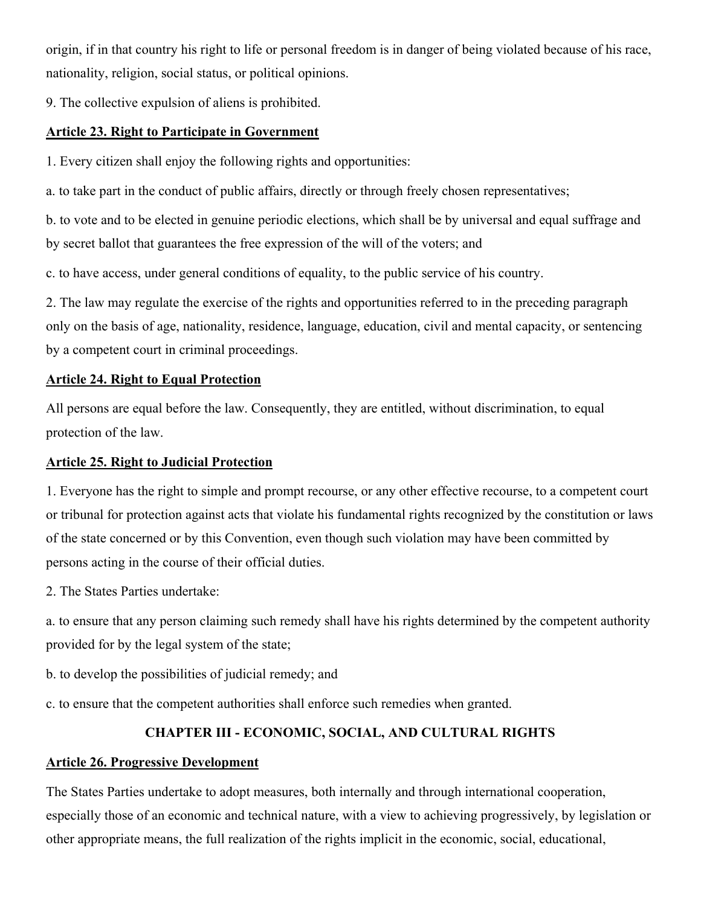origin, if in that country his right to life or personal freedom is in danger of being violated because of his race, nationality, religion, social status, or political opinions.

9. The collective expulsion of aliens is prohibited.

**Article 23. Right to Participate in Government**

1. Every citizen shall enjoy the following rights and opportunities:

a. to take part in the conduct of public affairs, directly or through freely chosen representatives;

b. to vote and to be elected in genuine periodic elections, which shall be by universal and equal suffrage and by secret ballot that guarantees the free expression of the will of the voters; and

c. to have access, under general conditions of equality, to the public service of his country.

2. The law may regulate the exercise of the rights and opportunities referred to in the preceding paragraph only on the basis of age, nationality, residence, language, education, civil and mental capacity, or sentencing by a competent court in criminal proceedings.

**Article 24. Right to Equal Protection**

All persons are equal before the law. Consequently, they are entitled, without discrimination, to equal protection of the law.

**Article 25. Right to Judicial Protection**

1. Everyone has the right to simple and prompt recourse, or any other effective recourse, to a competent court or tribunal for protection against acts that violate his fundamental rights recognized by the constitution or laws of the state concerned or by this Convention, even though such violation may have been committed by persons acting in the course of their official duties.

2. The States Parties undertake:

a. to ensure that any person claiming such remedy shall have his rights determined by the competent authority provided for by the legal system of the state;

b. to develop the possibilities of judicial remedy; and

c. to ensure that the competent authorities shall enforce such remedies when granted.

## CHAPTER III - ECONOMIC, SOCIAL, AND CULTURAL RIGHTS

**Article 26. Progressive Development**

The States Parties undertake to adopt measures, both internally and through international cooperation, especially those of an economic and technical nature, with a view to achieving progressively, by legislation or other appropriate means, the full realization of the rights implicit in the economic, social, educational,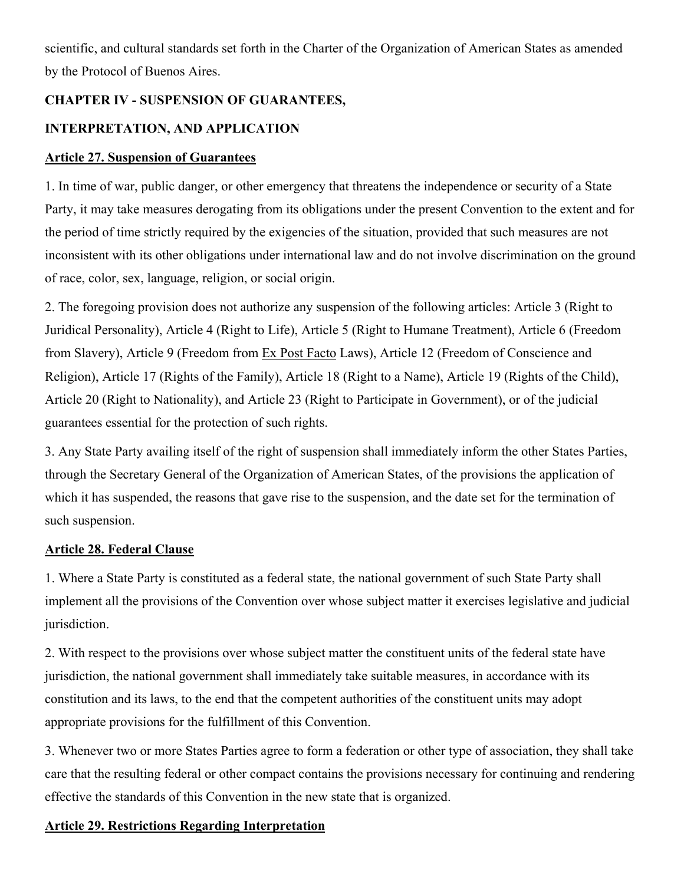scientific, and cultural standards set forth in the Charter of the Organization of American States as amended by the Protocol of Buenos Aires.

## CHAPTER IV - SUSPENSION OF GUARANTEES, INTERPRETATION, AND APPLICATION

### Article 27. Suspension of Guarantees

1. In time of war, public danger, or other emergency that threatens the independence or security of a State Party, it may take measures derogating from its obligations under the present Convention to the extent and for the period of time strictly required by the exigencies of the situation, provided that such measures are not inconsistent with its other obligations under international law and do not involve discrimination on the ground of race, color, sex, language, religion, or social origin.

2. The foregoing provision does not authorize any suspension of the following articles: Article 3 (Right to Juridical Personality), Article 4 (Right to Life), Article 5 (Right to Humane Treatment), Article 6 (Freedom from Slavery), Article 9 (Freedom from Ex Post Facto Laws), Article 12 (Freedom of Conscience and Religion), Article 17 (Rights of the Family), Article 18 (Right to a Name), Article 19 (Rights of the Child), Article 20 (Right to Nationality), and Article 23 (Right to Participate in Government), or of the judicial guarantees essential for the protection of such rights.

3. Any State Party availing itself of the right of suspension shall immediately inform the other States Parties, through the Secretary General of the Organization of American States, of the provisions the application of which it has suspended, the reasons that gave rise to the suspension, and the date set for the termination of such suspension.

### Article 28. Federal Clause

1. Where a State Party is constituted as a federal state, the national government of such State Party shall implement all the provisions of the Convention over whose subject matter it exercises legislative and judicial jurisdiction.

2. With respect to the provisions over whose subject matter the constituent units of the federal state have jurisdiction, the national government shall immediately take suitable measures, in accordance with its constitution and its laws, to the end that the competent authorities of the constituent units may adopt appropriate provisions for the fulfillment of this Convention.

3. Whenever two or more States Parties agree to form a federation or other type of association, they shall take care that the resulting federal or other compact contains the provisions necessary for continuing and rendering effective the standards of this Convention in the new state that is organized.

### Article 29. Restrictions Regarding Interpretation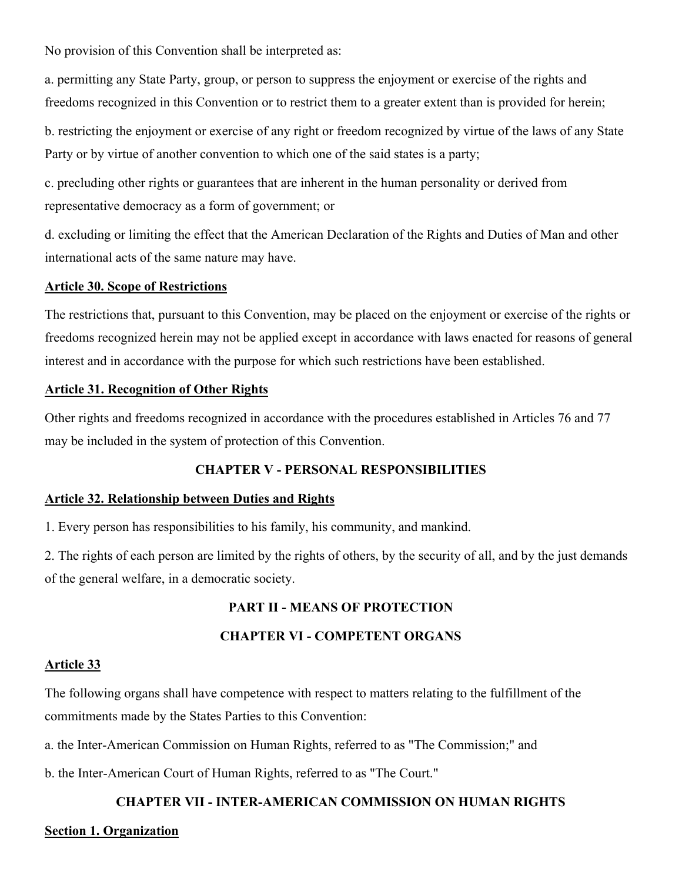No provision of this Convention shall be interpreted as:

a. permitting any State Party, group, or person to suppress the enjoyment or exercise of the rights and freedoms recognized in this Convention or to restrict them to a greater extent than is provided for herein;

b. restricting the enjoyment or exercise of any right or freedom recognized by virtue of the laws of any State Party or by virtue of another convention to which one of the said states is a party;

c. precluding other rights or guarantees that are inherent in the human personality or derived from representative democracy as a form of government; or

d. excluding or limiting the effect that the American Declaration of the Rights and Duties of Man and other international acts of the same nature may have.

### Article 30. Scope of Restrictions

The restrictions that, pursuant to this Convention, may be placed on the enjoyment or exercise of the rights or freedoms recognized herein may not be applied except in accordance with laws enacted for reasons of general interest and in accordance with the purpose for which such restrictions have been established.

### Article 31. Recognition of Other Rights

Other rights and freedoms recognized in accordance with the procedures established in Articles 76 and 77 may be included in the system of protection of this Convention.

## CHAPTER V - PERSONAL RESPONSIBILITIES

### Article 32. Relationship between Duties and Rights

1. Every person has responsibilities to his family, his community, and mankind.

2. The rights of each person are limited by the rights of others, by the security of all, and by the just demands of the general welfare, in a democratic society.

# PART II - MEANS OF PROTECTION

## CHAPTER VI - COMPETENT ORGANS

### Article 33

The following organs shall have competence with respect to matters relating to the fulfillment of the commitments made by the States Parties to this Convention:

a. the Inter-American Commission on Human Rights, referred to as "The Commission;" and

b. the Inter-American Court of Human Rights, referred to as "The Court."

## CHAPTER VII - INTER-AMERICAN COMMISSION ON HUMAN RIGHTS

### Section 1. Organization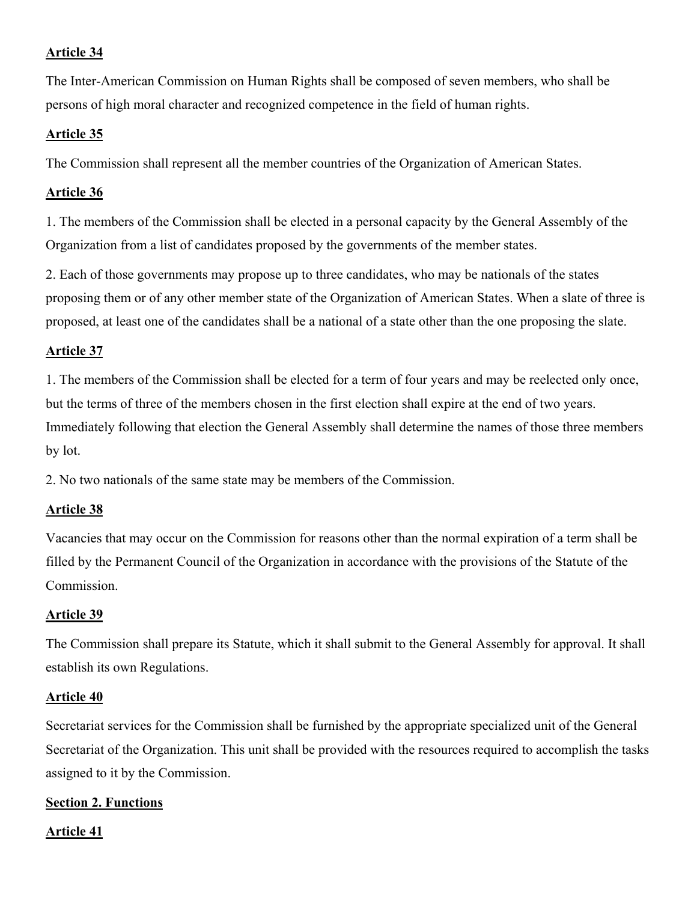**Article 34**

The Inter-American Commission on Human Rights shall be composed of seven members, who shall be persons of high moral character and recognized competence in the field of human rights.

**Article 35**

The Commission shall represent all the member countries of the Organization of American States.

**Article 36**

1. The members of the Commission shall be elected in a personal capacity by the General Assembly of the Organization from a list of candidates proposed by the governments of the member states.

2. Each of those governments may propose up to three candidates, who may be nationals of the states proposing them or of any other member state of the Organization of American States. When a slate of three is proposed, at least one of the candidates shall be a national of a state other than the one proposing the slate.

**Article 37**

1. The members of the Commission shall be elected for a term of four years and may be reelected only once, but the terms of three of the members chosen in the first election shall expire at the end of two years. Immediately following that election the General Assembly shall determine the names of those three members by lot.

2. No two nationals of the same state may be members of the Commission.

**Article 38**

Vacancies that may occur on the Commission for reasons other than the normal expiration of a term shall be filled by the Permanent Council of the Organization in accordance with the provisions of the Statute of the Commission.

**Article 39**

The Commission shall prepare its Statute, which it shall submit to the General Assembly for approval. It shall establish its own Regulations.

**Article 40**

Secretariat services for the Commission shall be furnished by the appropriate specialized unit of the General Secretariat of the Organization. This unit shall be provided with the resources required to accomplish the tasks assigned to it by the Commission.

**Section 2. Functions**

**Article 41**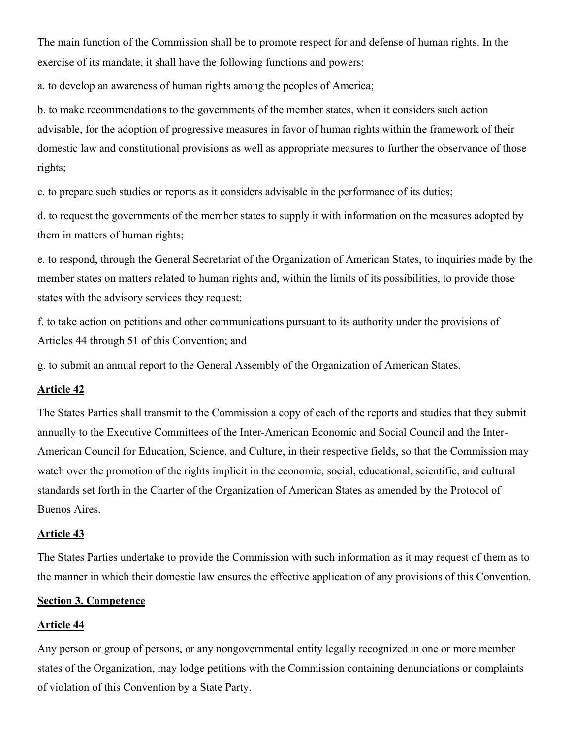The main function of the Commission shall be to promote respect for and defense of human rights. In the exercise of its mandate, it shall have the following functions and powers:

a. to develop an awareness of human rights among the peoples of America;

b. to make recommendations to the governments of the member states, when it considers such action advisable, for the adoption of progressive measures in favor of human rights within the framework of their domestic law and constitutional provisions as well as appropriate measures to further the observance of those rights;

c. to prepare such studies or reports as it considers advisable in the performance of its duties;

d. to request the governments of the member states to supply it with information on the measures adopted by them in matters of human rights;

e. to respond, through the General Secretariat of the Organization of American States, to inquiries made by the member states on matters related to human rights and, within the limits of its possibilities, to provide those states with the advisory services they request;

f. to take action on petitions and other communications pursuant to its authority under the provisions of Articles 44 through 51 of this Convention; and

g. to submit an annual report to the General Assembly of the Organization of American States.

**Article 42**

The States Parties shall transmit to the Commission a copy of each of the reports and studies that they submit annually to the Executive Committees of the Inter-American Economic and Social Council and the Inter-American Council for Education, Science, and Culture, in their respective fields, so that the Commission may watch over the promotion of the rights implicit in the economic, social, educational, scientific, and cultural standards set forth in the Charter of the Organization of American States as amended by the Protocol of Buenos Aires.

**Article 43**

The States Parties undertake to provide the Commission with such information as it may request of them as to the manner in which their domestic law ensures the effective application of any provisions of this Convention.

**Section 3. Competence**

**Article 44**

Any person or group of persons, or any nongovernmental entity legally recognized in one or more member states of the Organization, may lodge petitions with the Commission containing denunciations or complaints of violation of this Convention by a State Party.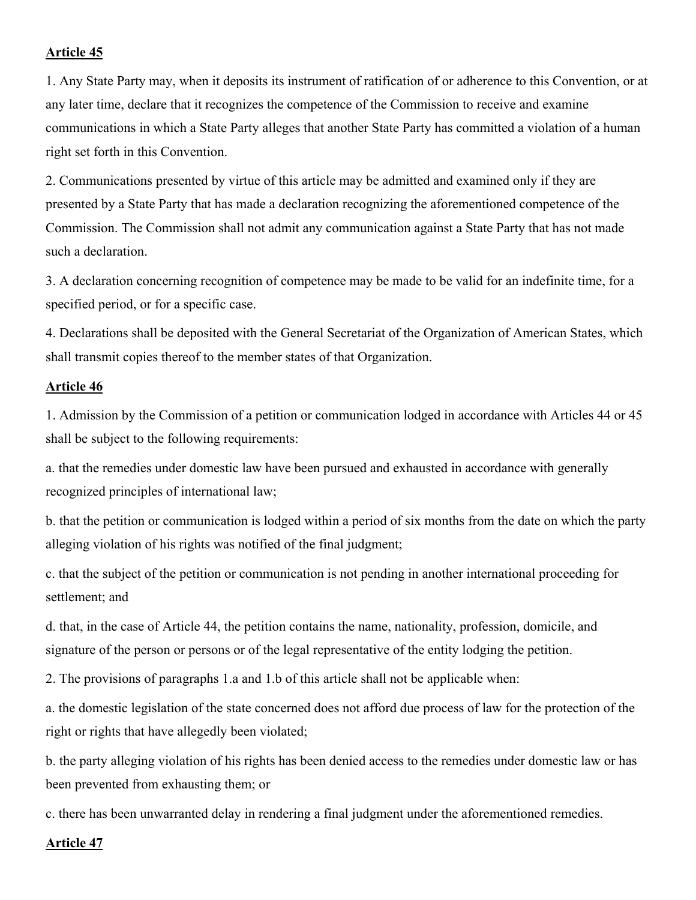**Article 45**

1. Any State Party may, when it deposits its instrument of ratification of or adherence to this Convention, or at any later time, declare that it recognizes the competence of the Commission to receive and examine communications in which a State Party alleges that another State Party has committed a violation of a human right set forth in this Convention.

2. Communications presented by virtue of this article may be admitted and examined only if they are presented by a State Party that has made a declaration recognizing the aforementioned competence of the Commission. The Commission shall not admit any communication against a State Party that has not made such a declaration.

3. A declaration concerning recognition of competence may be made to be valid for an indefinite time, for a specified period, or for a specific case.

4. Declarations shall be deposited with the General Secretariat of the Organization of American States, which shall transmit copies thereof to the member states of that Organization.

**Article 46**

1. Admission by the Commission of a petition or communication lodged in accordance with Articles 44 or 45 shall be subject to the following requirements:

a. that the remedies under domestic law have been pursued and exhausted in accordance with generally recognized principles of international law;

b. that the petition or communication is lodged within a period of six months from the date on which the party alleging violation of his rights was notified of the final judgment;

c. that the subject of the petition or communication is not pending in another international proceeding for settlement; and

d. that, in the case of Article 44, the petition contains the name, nationality, profession, domicile, and signature of the person or persons or of the legal representative of the entity lodging the petition.

2. The provisions of paragraphs 1.a and 1.b of this article shall not be applicable when:

a. the domestic legislation of the state concerned does not afford due process of law for the protection of the right or rights that have allegedly been violated;

b. the party alleging violation of his rights has been denied access to the remedies under domestic law or has been prevented from exhausting them; or

c. there has been unwarranted delay in rendering a final judgment under the aforementioned remedies.

**Article 47**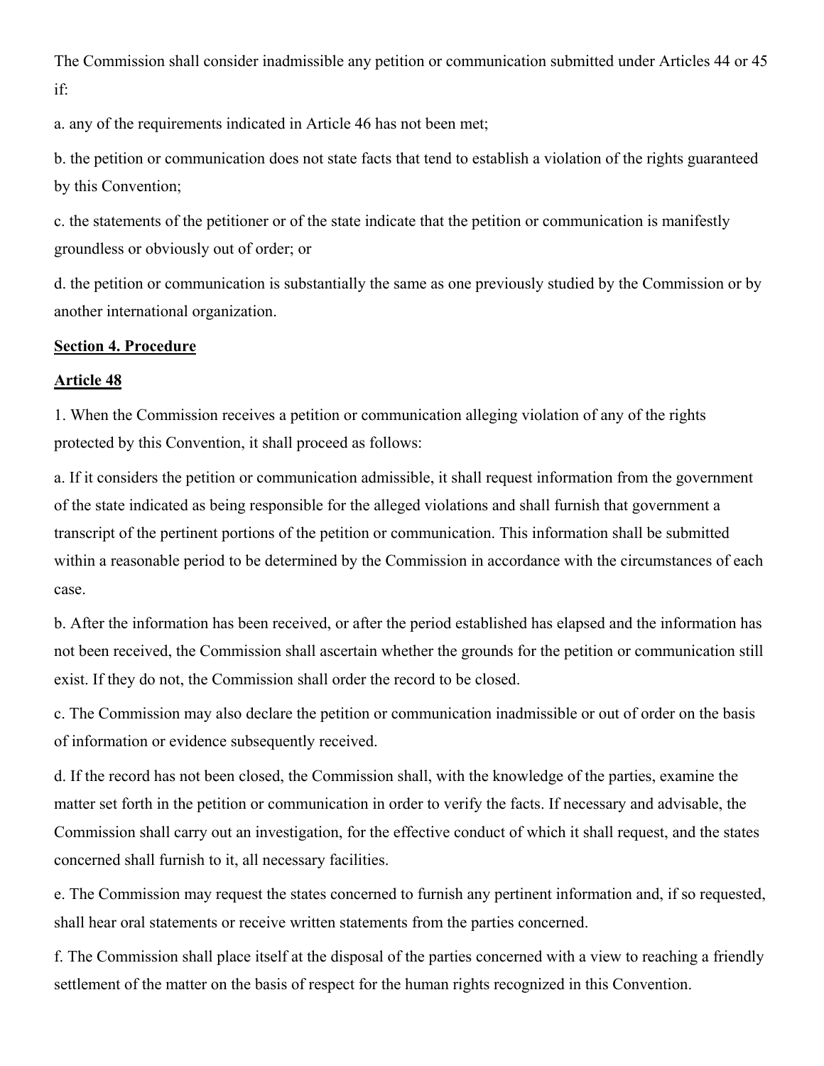The Commission shall consider inadmissible any petition or communication submitted under Articles 44 or 45 if:

a. any of the requirements indicated in Article 46 has not been met;

b. the petition or communication does not state facts that tend to establish a violation of the rights guaranteed by this Convention;

c. the statements of the petitioner or of the state indicate that the petition or communication is manifestly groundless or obviously out of order; or

d. the petition or communication is substantially the same as one previously studied by the Commission or by another international organization.

**Section 4. Procedure**

**Article 48**

1. When the Commission receives a petition or communication alleging violation of any of the rights protected by this Convention, it shall proceed as follows:

a. If it considers the petition or communication admissible, it shall request information from the government of the state indicated as being responsible for the alleged violations and shall furnish that government a transcript of the pertinent portions of the petition or communication. This information shall be submitted within a reasonable period to be determined by the Commission in accordance with the circumstances of each case.

b. After the information has been received, or after the period established has elapsed and the information has not been received, the Commission shall ascertain whether the grounds for the petition or communication still exist. If they do not, the Commission shall order the record to be closed.

c. The Commission may also declare the petition or communication inadmissible or out of order on the basis of information or evidence subsequently received.

d. If the record has not been closed, the Commission shall, with the knowledge of the parties, examine the matter set forth in the petition or communication in order to verify the facts. If necessary and advisable, the Commission shall carry out an investigation, for the effective conduct of which it shall request, and the states concerned shall furnish to it, all necessary facilities.

e. The Commission may request the states concerned to furnish any pertinent information and, if so requested, shall hear oral statements or receive written statements from the parties concerned.

f. The Commission shall place itself at the disposal of the parties concerned with a view to reaching a friendly settlement of the matter on the basis of respect for the human rights recognized in this Convention.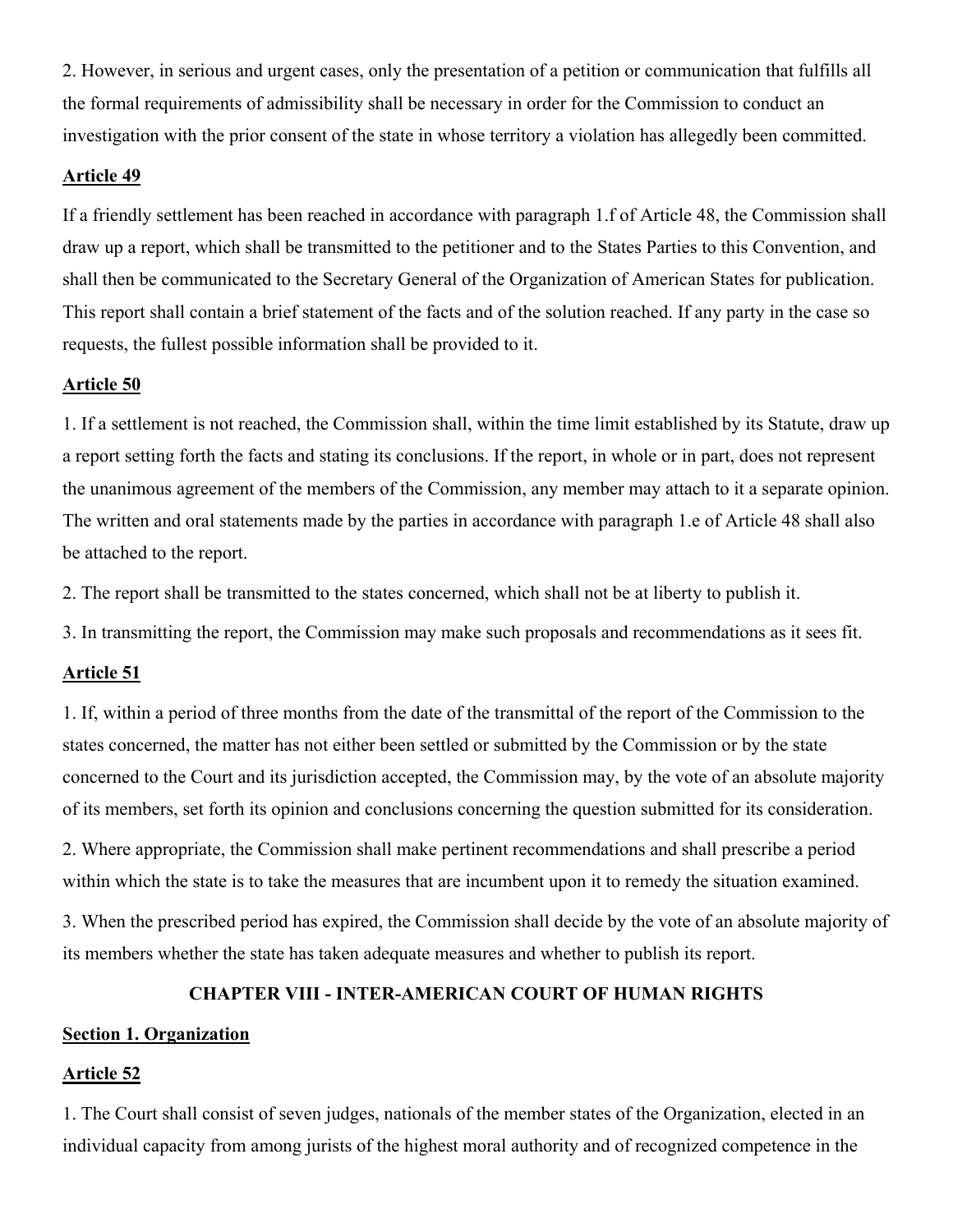2. However, in serious and urgent cases, only the presentation of a petition or communication that fulfills all the formal requirements of admissibility shall be necessary in order for the Commission to conduct an investigation with the prior consent of the state in whose territory a violation has allegedly been committed.

**Article 49**

If a friendly settlement has been reached in accordance with paragraph 1.f of Article 48, the Commission shall draw up a report, which shall be transmitted to the petitioner and to the States Parties to this Convention, and shall then be communicated to the Secretary General of the Organization of American States for publication. This report shall contain a brief statement of the facts and of the solution reached. If any party in the case so requests, the fullest possible information shall be provided to it.

**Article 50**

1. If a settlement is not reached, the Commission shall, within the time limit established by its Statute, draw up a report setting forth the facts and stating its conclusions. If the report, in whole or in part, does not represent the unanimous agreement of the members of the Commission, any member may attach to it a separate opinion. The written and oral statements made by the parties in accordance with paragraph 1.e of Article 48 shall also be attached to the report.

2. The report shall be transmitted to the states concerned, which shall not be at liberty to publish it.

3. In transmitting the report, the Commission may make such proposals and recommendations as it sees fit.

**Article 51**

1. If, within a period of three months from the date of the transmittal of the report of the Commission to the states concerned, the matter has not either been settled or submitted by the Commission or by the state concerned to the Court and its jurisdiction accepted, the Commission may, by the vote of an absolute majority of its members, set forth its opinion and conclusions concerning the question submitted for its consideration.

2. Where appropriate, the Commission shall make pertinent recommendations and shall prescribe a period within which the state is to take the measures that are incumbent upon it to remedy the situation examined.

3. When the prescribed period has expired, the Commission shall decide by the vote of an absolute majority of its members whether the state has taken adequate measures and whether to publish its report.

## CHAPTER VIII - INTER-AMERICAN COURT OF HUMAN RIGHTS

**Section 1. Organization**

**Article 52**

1. The Court shall consist of seven judges, nationals of the member states of the Organization, elected in an individual capacity from among jurists of the highest moral authority and of recognized competence in the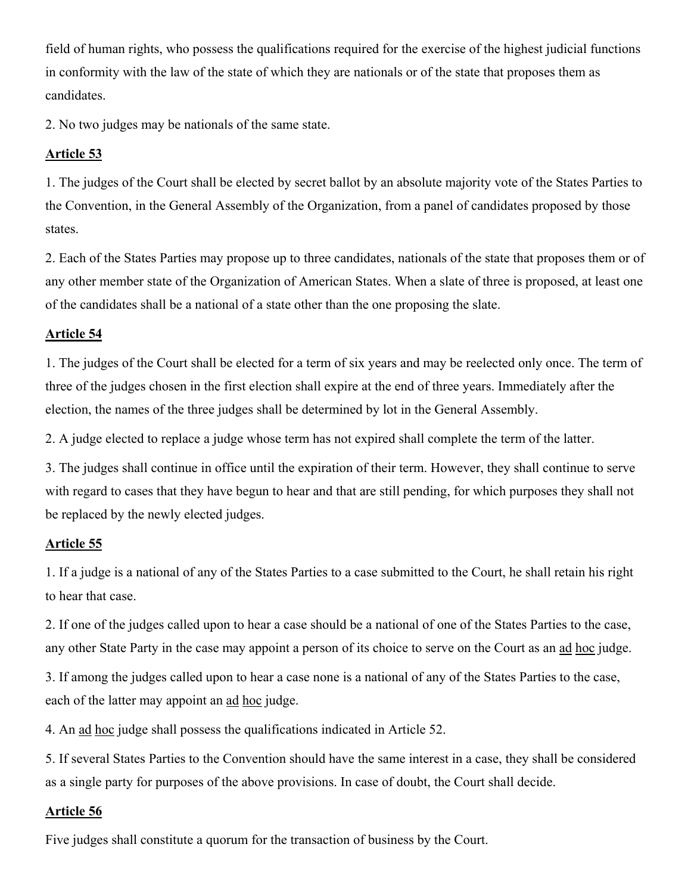field of human rights, who possess the qualifications required for the exercise of the highest judicial functions in conformity with the law of the state of which they are nationals or of the state that proposes them as candidates.

2. No two judges may be nationals of the same state.

**Article 53**

1. The judges of the Court shall be elected by secret ballot by an absolute majority vote of the States Parties to the Convention, in the General Assembly of the Organization, from a panel of candidates proposed by those states.

2. Each of the States Parties may propose up to three candidates, nationals of the state that proposes them or of any other member state of the Organization of American States. When a slate of three is proposed, at least one of the candidates shall be a national of a state other than the one proposing the slate.

**Article 54**

1. The judges of the Court shall be elected for a term of six years and may be reelected only once. The term of three of the judges chosen in the first election shall expire at the end of three years. Immediately after the election, the names of the three judges shall be determined by lot in the General Assembly.

2. A judge elected to replace a judge whose term has not expired shall complete the term of the latter.

3. The judges shall continue in office until the expiration of their term. However, they shall continue to serve with regard to cases that they have begun to hear and that are still pending, for which purposes they shall not be replaced by the newly elected judges.

**Article 55**

1. If a judge is a national of any of the States Parties to a case submitted to the Court, he shall retain his right to hear that case.

2. If one of the judges called upon to hear a case should be a national of one of the States Parties to the case, any other State Party in the case may appoint a person of its choice to serve on the Court as an ad hoc judge.

3. If among the judges called upon to hear a case none is a national of any of the States Parties to the case, each of the latter may appoint an ad hoc judge.

4. An ad hoc judge shall possess the qualifications indicated in Article 52.

5. If several States Parties to the Convention should have the same interest in a case, they shall be considered as a single party for purposes of the above provisions. In case of doubt, the Court shall decide.

**Article 56**

Five judges shall constitute a quorum for the transaction of business by the Court.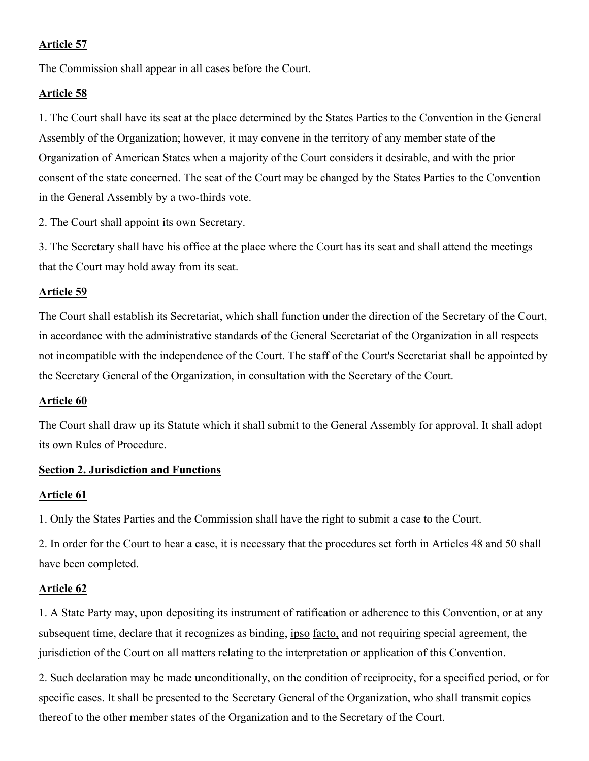**Article 57**

The Commission shall appear in all cases before the Court.

**Article 58**

1. The Court shall have its seat at the place determined by the States Parties to the Convention in the General Assembly of the Organization; however, it may convene in the territory of any member state of the Organization of American States when a majority of the Court considers it desirable, and with the prior consent of the state concerned. The seat of the Court may be changed by the States Parties to the Convention in the General Assembly by a two-thirds vote.

2. The Court shall appoint its own Secretary.

3. The Secretary shall have his office at the place where the Court has its seat and shall attend the meetings that the Court may hold away from its seat.

**Article 59**

The Court shall establish its Secretariat, which shall function under the direction of the Secretary of the Court, in accordance with the administrative standards of the General Secretariat of the Organization in all respects not incompatible with the independence of the Court. The staff of the Court's Secretariat shall be appointed by the Secretary General of the Organization, in consultation with the Secretary of the Court.

**Article 60**

The Court shall draw up its Statute which it shall submit to the General Assembly for approval. It shall adopt its own Rules of Procedure.

**Section 2. Jurisdiction and Functions**

**Article 61**

1. Only the States Parties and the Commission shall have the right to submit a case to the Court.

2. In order for the Court to hear a case, it is necessary that the procedures set forth in Articles 48 and 50 shall have been completed.

**Article 62**

1. A State Party may, upon depositing its instrument of ratification or adherence to this Convention, or at any subsequent time, declare that it recognizes as binding, ipso facto, and not requiring special agreement, the jurisdiction of the Court on all matters relating to the interpretation or application of this Convention.

2. Such declaration may be made unconditionally, on the condition of reciprocity, for a specified period, or for specific cases. It shall be presented to the Secretary General of the Organization, who shall transmit copies thereof to the other member states of the Organization and to the Secretary of the Court.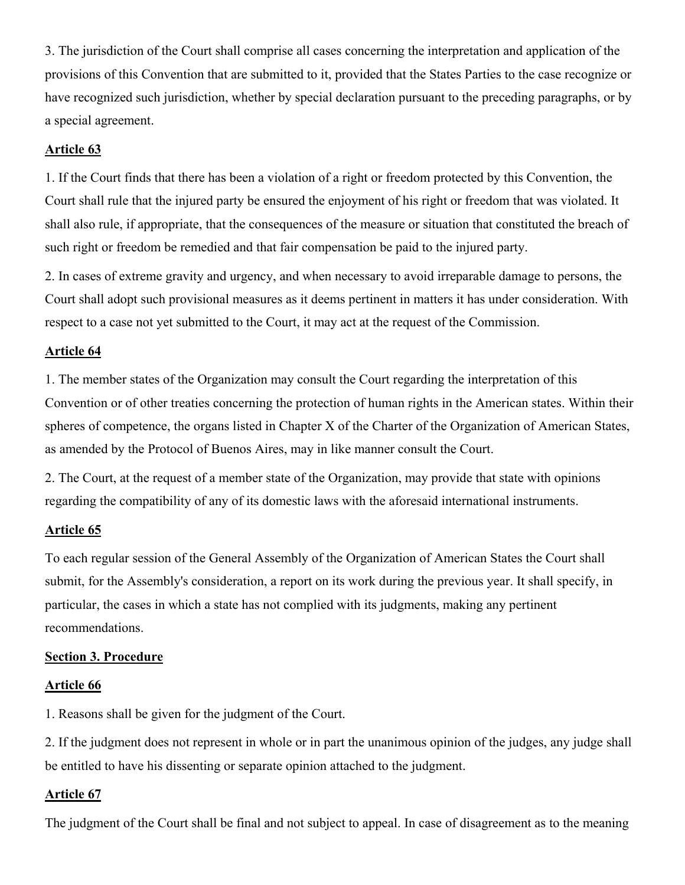3. The jurisdiction of the Court shall comprise all cases concerning the interpretation and application of the provisions of this Convention that are submitted to it, provided that the States Parties to the case recognize or have recognized such jurisdiction, whether by special declaration pursuant to the preceding paragraphs, or by a special agreement.

**Article 63**

1. If the Court finds that there has been a violation of a right or freedom protected by this Convention, the Court shall rule that the injured party be ensured the enjoyment of his right or freedom that was violated. It shall also rule, if appropriate, that the consequences of the measure or situation that constituted the breach of such right or freedom be remedied and that fair compensation be paid to the injured party.

2. In cases of extreme gravity and urgency, and when necessary to avoid irreparable damage to persons, the Court shall adopt such provisional measures as it deems pertinent in matters it has under consideration. With respect to a case not yet submitted to the Court, it may act at the request of the Commission.

**Article 64**

1. The member states of the Organization may consult the Court regarding the interpretation of this Convention or of other treaties concerning the protection of human rights in the American states. Within their spheres of competence, the organs listed in Chapter X of the Charter of the Organization of American States, as amended by the Protocol of Buenos Aires, may in like manner consult the Court.

2. The Court, at the request of a member state of the Organization, may provide that state with opinions regarding the compatibility of any of its domestic laws with the aforesaid international instruments.

**Article 65**

To each regular session of the General Assembly of the Organization of American States the Court shall submit, for the Assembly's consideration, a report on its work during the previous year. It shall specify, in particular, the cases in which a state has not complied with its judgments, making any pertinent recommendations.

**Section 3. Procedure**

**Article 66**

1. Reasons shall be given for the judgment of the Court.

2. If the judgment does not represent in whole or in part the unanimous opinion of the judges, any judge shall be entitled to have his dissenting or separate opinion attached to the judgment.

**Article 67**

The judgment of the Court shall be final and not subject to appeal. In case of disagreement as to the meaning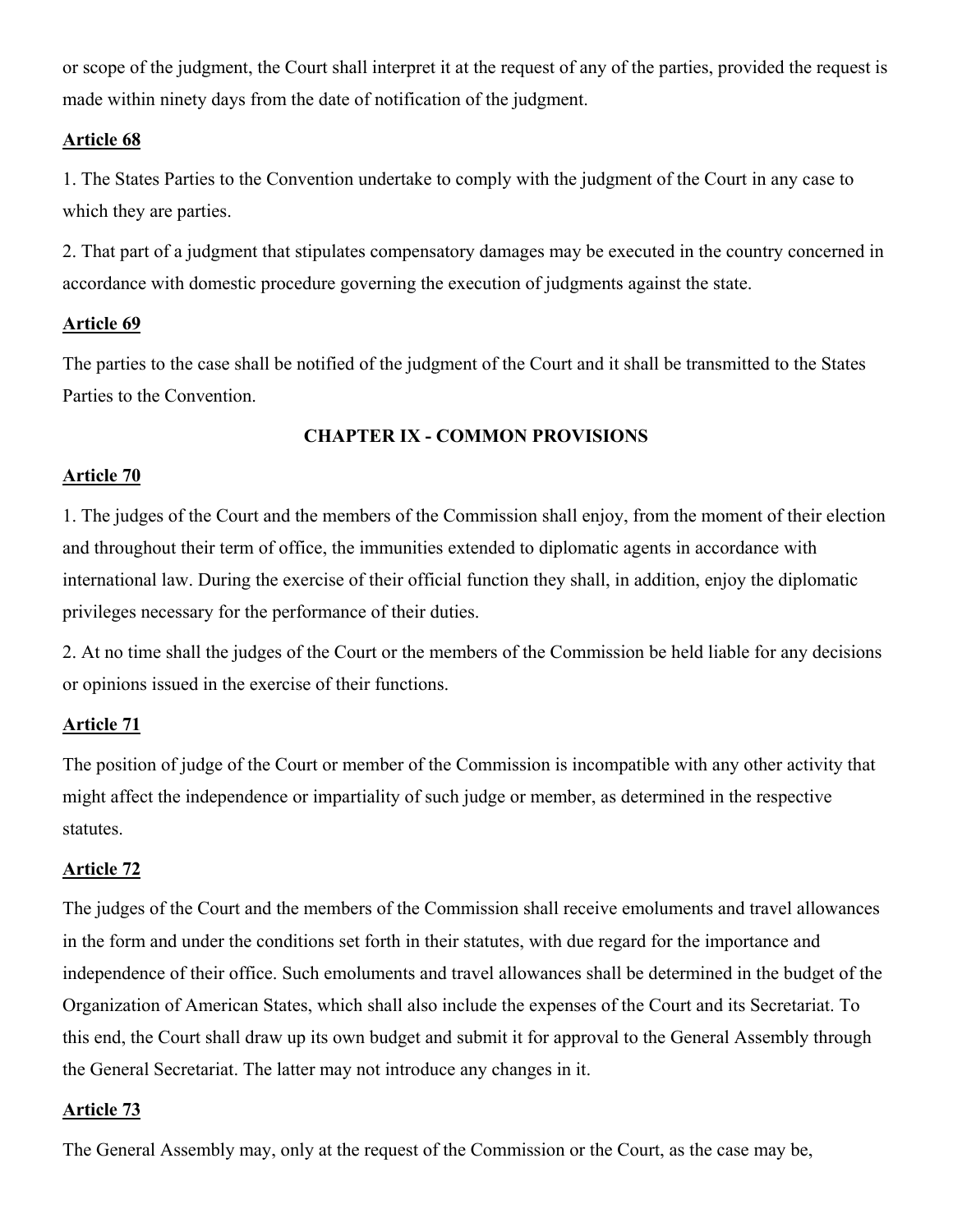or scope of the judgment, the Court shall interpret it at the request of any of the parties, provided the request is made within ninety days from the date of notification of the judgment.

**Article 68**

1. The States Parties to the Convention undertake to comply with the judgment of the Court in any case to which they are parties.

2. That part of a judgment that stipulates compensatory damages may be executed in the country concerned in accordance with domestic procedure governing the execution of judgments against the state.

**Article 69**

The parties to the case shall be notified of the judgment of the Court and it shall be transmitted to the States Parties to the Convention.

## CHAPTER IX - COMMON PROVISIONS

**Article 70**

1. The judges of the Court and the members of the Commission shall enjoy, from the moment of their election and throughout their term of office, the immunities extended to diplomatic agents in accordance with international law. During the exercise of their official function they shall, in addition, enjoy the diplomatic privileges necessary for the performance of their duties.

2. At no time shall the judges of the Court or the members of the Commission be held liable for any decisions or opinions issued in the exercise of their functions.

**Article 71**

The position of judge of the Court or member of the Commission is incompatible with any other activity that might affect the independence or impartiality of such judge or member, as determined in the respective statutes.

**Article 72**

The judges of the Court and the members of the Commission shall receive emoluments and travel allowances in the form and under the conditions set forth in their statutes, with due regard for the importance and independence of their office. Such emoluments and travel allowances shall be determined in the budget of the Organization of American States, which shall also include the expenses of the Court and its Secretariat. To this end, the Court shall draw up its own budget and submit it for approval to the General Assembly through the General Secretariat. The latter may not introduce any changes in it.

**Article 73**

The General Assembly may, only at the request of the Commission or the Court, as the case may be,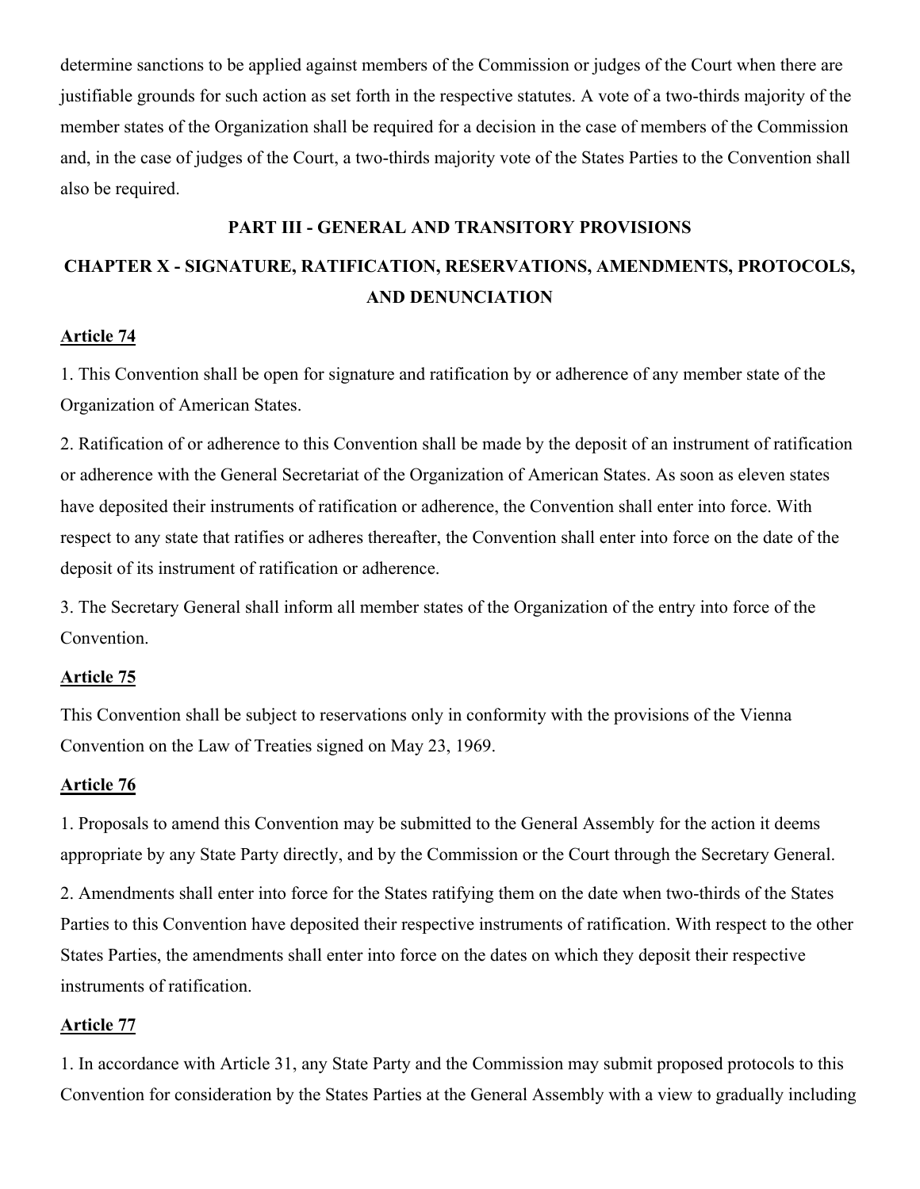determine sanctions to be applied against members of the Commission or judges of the Court when there are justifiable grounds for such action as set forth in the respective statutes. A vote of a two-thirds majority of the member states of the Organization shall be required for a decision in the case of members of the Commission and, in the case of judges of the Court, a two-thirds majority vote of the States Parties to the Convention shall also be required.

## PART III - GENERAL AND TRANSITORY PROVISIONS

## CHAPTER X - SIGNATURE, RATIFICATION, RESERVATIONS, AMENDMENTS, PROTOCOLS, AND DENUNCIATION

### Article 74

1. This Convention shall be open for signature and ratification by or adherence of any member state of the Organization of American States.

2. Ratification of or adherence to this Convention shall be made by the deposit of an instrument of ratification or adherence with the General Secretariat of the Organization of American States. As soon as eleven states have deposited their instruments of ratification or adherence, the Convention shall enter into force. With respect to any state that ratifies or adheres thereafter, the Convention shall enter into force on the date of the deposit of its instrument of ratification or adherence.

3. The Secretary General shall inform all member states of the Organization of the entry into force of the Convention.

### Article 75

This Convention shall be subject to reservations only in conformity with the provisions of the Vienna Convention on the Law of Treaties signed on May 23, 1969.

### Article 76

1. Proposals to amend this Convention may be submitted to the General Assembly for the action it deems appropriate by any State Party directly, and by the Commission or the Court through the Secretary General.

2. Amendments shall enter into force for the States ratifying them on the date when two-thirds of the States Parties to this Convention have deposited their respective instruments of ratification. With respect to the other States Parties, the amendments shall enter into force on the dates on which they deposit their respective instruments of ratification.

### Article 77

1. In accordance with Article 31, any State Party and the Commission may submit proposed protocols to this Convention for consideration by the States Parties at the General Assembly with a view to gradually including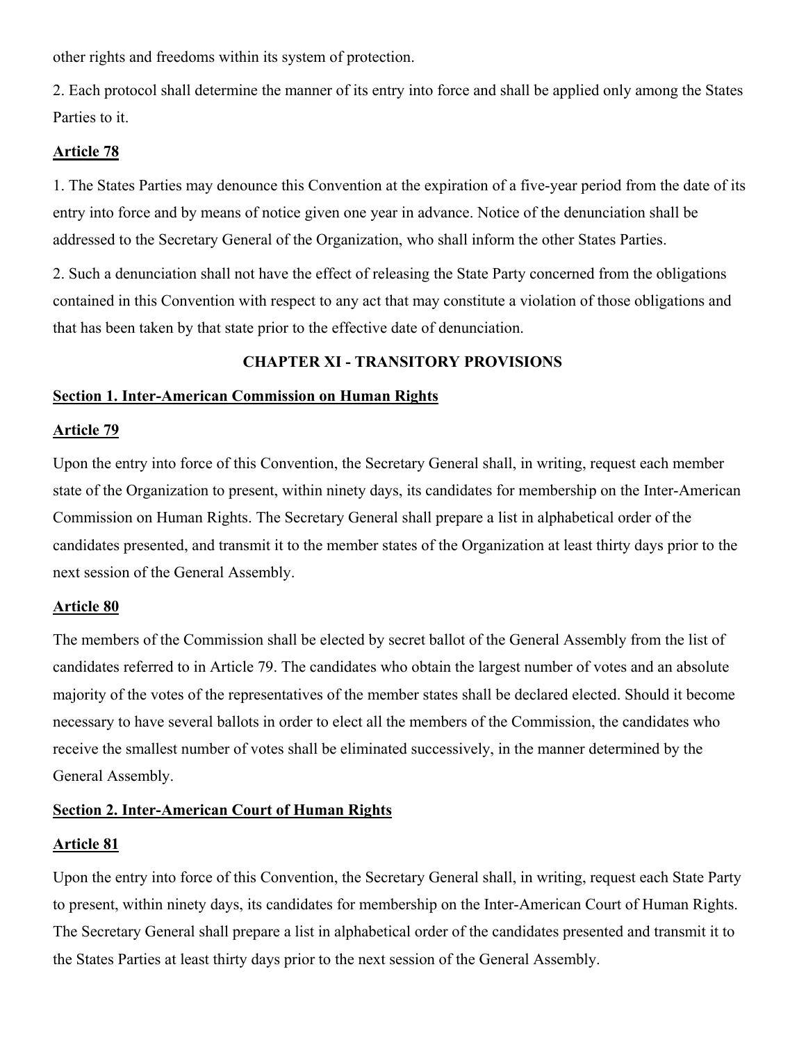other rights and freedoms within its system of protection.

2. Each protocol shall determine the manner of its entry into force and shall be applied only among the States Parties to it.

**Article 78**

1. The States Parties may denounce this Convention at the expiration of a five-year period from the date of its entry into force and by means of notice given one year in advance. Notice of the denunciation shall be addressed to the Secretary General of the Organization, who shall inform the other States Parties.

2. Such a denunciation shall not have the effect of releasing the State Party concerned from the obligations contained in this Convention with respect to any act that may constitute a violation of those obligations and that has been taken by that state prior to the effective date of denunciation.

## CHAPTER XI - TRANSITORY PROVISIONS

### Section 1. Inter-American Commission on Human Rights

**Article 79**

Upon the entry into force of this Convention, the Secretary General shall, in writing, request each member state of the Organization to present, within ninety days, its candidates for membership on the Inter-American Commission on Human Rights. The Secretary General shall prepare a list in alphabetical order of the candidates presented, and transmit it to the member states of the Organization at least thirty days prior to the next session of the General Assembly.

**Article 80**

The members of the Commission shall be elected by secret ballot of the General Assembly from the list of candidates referred to in Article 79. The candidates who obtain the largest number of votes and an absolute majority of the votes of the representatives of the member states shall be declared elected. Should it become necessary to have several ballots in order to elect all the members of the Commission, the candidates who receive the smallest number of votes shall be eliminated successively, in the manner determined by the General Assembly.

### Section 2. Inter-American Court of Human Rights

**Article 81**

Upon the entry into force of this Convention, the Secretary General shall, in writing, request each State Party to present, within ninety days, its candidates for membership on the Inter-American Court of Human Rights. The Secretary General shall prepare a list in alphabetical order of the candidates presented and transmit it to the States Parties at least thirty days prior to the next session of the General Assembly.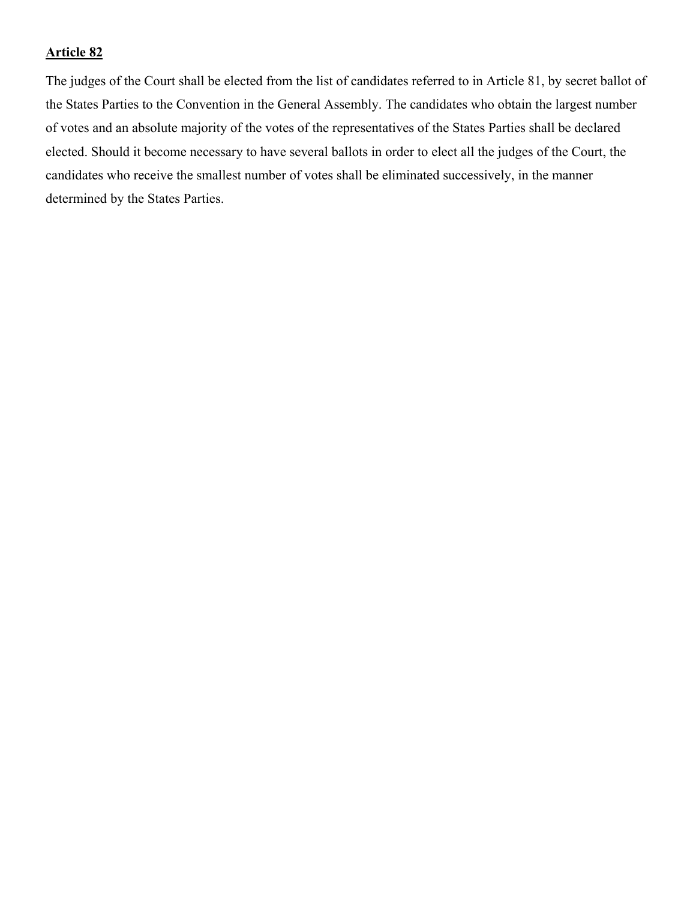**Article 82**

The judges of the Court shall be elected from the list of candidates referred to in Article 81, by secret ballot of the States Parties to the Convention in the General Assembly. The candidates who obtain the largest number of votes and an absolute majority of the votes of the representatives of the States Parties shall be declared elected. Should it become necessary to have several ballots in order to elect all the judges of the Court, the candidates who receive the smallest number of votes shall be eliminated successively, in the manner determined by the States Parties.